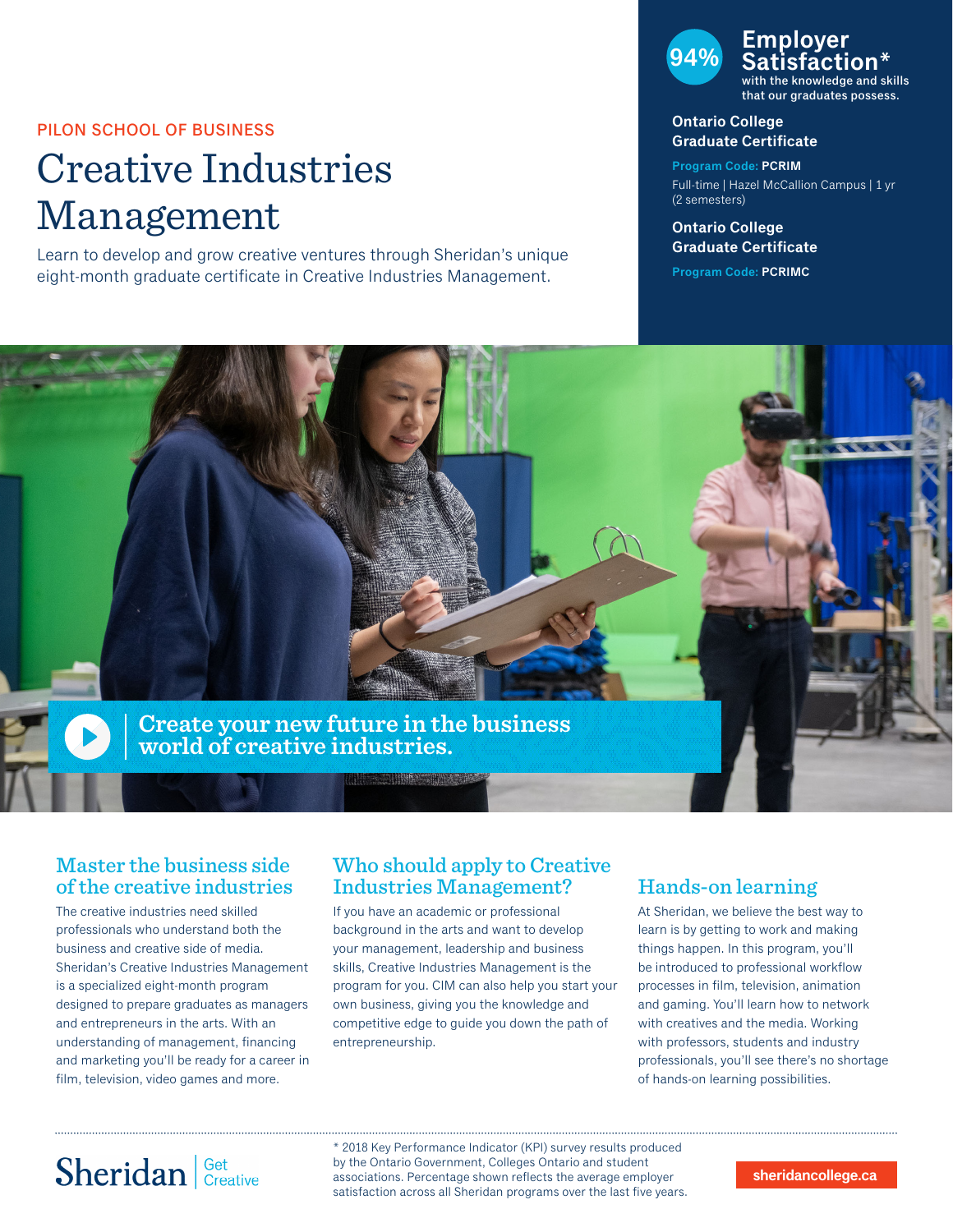PILON SCHOOL OF BUSINESS

# Creative Industries Management

Learn to develop and grow creative ventures through Sheridan's unique eight-month graduate certificate in Creative Industries Management.

**94% Employer Satisfaction*** with the knowledge and skills that our graduates possess.

**Ontario College Graduate Certificate**

**Program Code: PCRIM**

Full-time | Hazel McCallion Campus | 1 yr (2 semesters)

**Ontario College Graduate Certificate**

**Program Code: PCRIMC**

**Create your new future in the business world of creative industries.**

## Master the business side of the creative industries

The creative industries need skilled professionals who understand both the business and creative side of media. Sheridan's Creative Industries Management is a specialized eight-month program designed to prepare graduates as managers and entrepreneurs in the arts. With an understanding of management, financing and marketing you'll be ready for a career in film, television, video games and more.

## Who should apply to Creative Industries Management?

If you have an academic or professional background in the arts and want to develop your management, leadership and business skills, Creative Industries Management is the program for you. CIM can also help you start your own business, giving you the knowledge and competitive edge to guide you down the path of entrepreneurship.

## Hands-on learning

At Sheridan, we believe the best way to learn is by getting to work and making things happen. In this program, you'll be introduced to professional workflow processes in film, television, animation and gaming. You'll learn how to network with creatives and the media. Working with professors, students and industry professionals, you'll see there's no shortage of hands-on learning possibilities.

Sheridan | Get Creative

* 2018 Key Performance Indicator (KPI) survey results produced by the Ontario Government, Colleges Ontario and student associations. Percentage shown reflects the average employer satisfaction across all Sheridan programs over the last five years.

sheridancollege.ca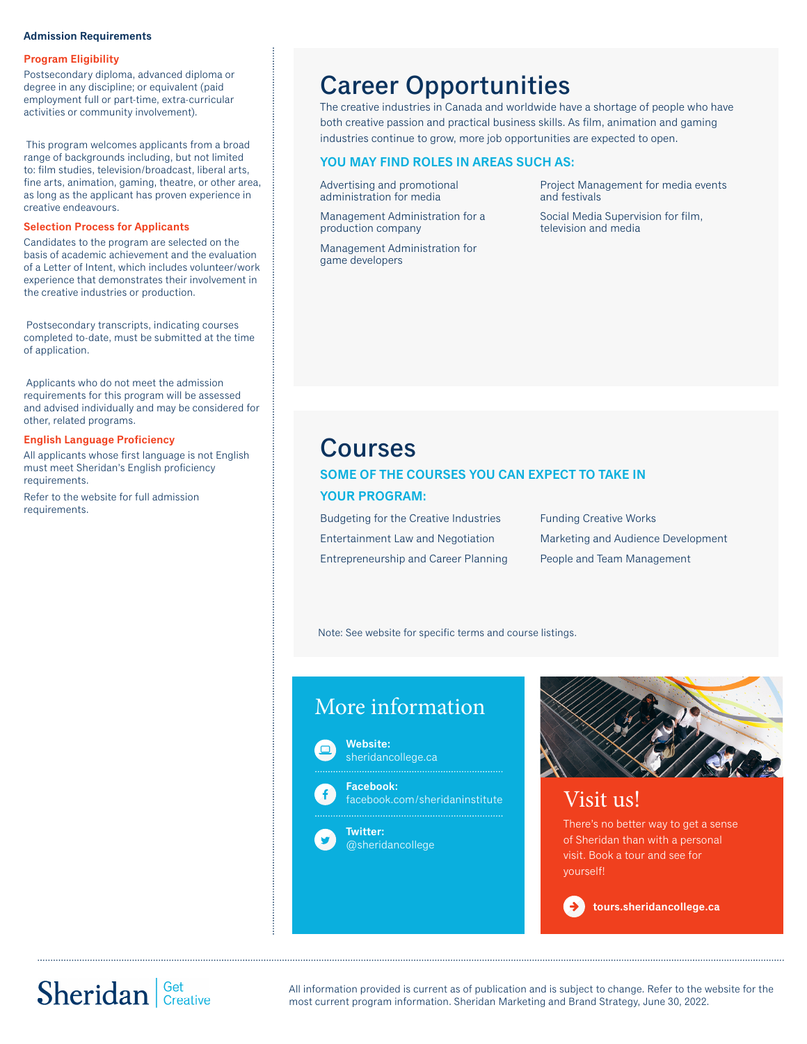## Admission Requirements

### Program Eligibility

Postsecondary diploma, advanced diploma or degree in any discipline; or equivalent (paid employment full or part-time, extra-curricular activities or community involvement).

This program welcomes applicants from a broad range of backgrounds including, but not limited to: film studies, television/broadcast, liberal arts, fine arts, animation, gaming, theatre, or other area, as long as the applicant has proven experience in creative endeavours.

### Selection Process for Applicants

Candidates to the program are selected on the basis of academic achievement and the evaluation of a Letter of Intent, which includes volunteer/work experience that demonstrates their involvement in the creative industries or production.

Postsecondary transcripts, indicating courses completed to-date, must be submitted at the time of application.

Applicants who do not meet the admission requirements for this program will be assessed and advised individually and may be considered for other, related programs.

### English Language Proficiency

All applicants whose first language is not English must meet Sheridan's English proficiency requirements.

Refer to the website for full admission requirements.

# Career Opportunities

The creative industries in Canada and worldwide have a shortage of people who have both creative passion and practical business skills. As film, animation and gaming industries continue to grow, more job opportunities are expected to open.

### YOU MAY FIND ROLES IN AREAS SUCH AS:

- Advertising and promotional administration for media
- Management Administration for a production company
- Management Administration for game developers
- Project Management for media events and festivals
- Social Media Supervision for film, television and media

# Courses

### SOME OF THE COURSES YOU CAN EXPECT TO TAKE IN YOUR PROGRAM:

- Budgeting for the Creative Industries
- Entertainment Law and Negotiation
- Entrepreneurship and Career Planning
- Funding Creative Works
- Marketing and Audience Development
- People and Team Management

Note: See website for specific terms and course listings.

## More information

**Website:** sheridancollege.ca

**Facebook:** facebook.com/sheridaninstitute

**Twitter:** @sheridancollege

## Visit us!

There's no better way to get a sense of Sheridan than with a personal visit. Book a tour and see for yourself!

**tours.sheridancollege.ca**

Sheridan | Get Creative

All information provided is current as of publication and is subject to change. Refer to the website for the most current program information. Sheridan Marketing and Brand Strategy, June 30, 2022.